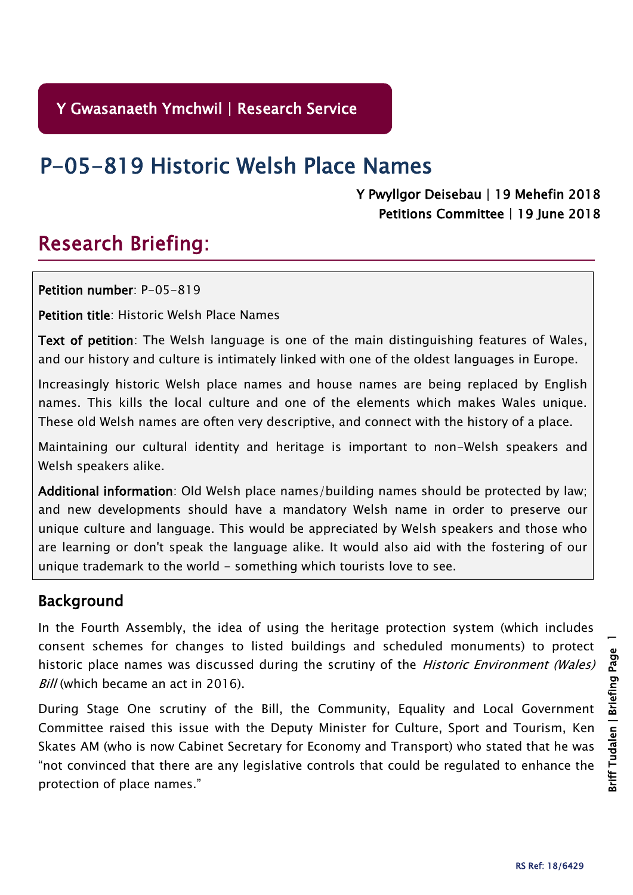Y Gwasanaeth Ymchwil | Research Service

# P-05-819 Historic Welsh Place Names

Y Pwyllgor Deisebau | 19 Mehefin 2018
Petitions Committee | 19 June 2018

## Research Briefing:

**Petition number**: P-05-819

**Petition title**: Historic Welsh Place Names

**Text of petition**: The Welsh language is one of the main distinguishing features of Wales, and our history and culture is intimately linked with one of the oldest languages in Europe.

Increasingly historic Welsh place names and house names are being replaced by English names. This kills the local culture and one of the elements which makes Wales unique. These old Welsh names are often very descriptive, and connect with the history of a place.

Maintaining our cultural identity and heritage is important to non-Welsh speakers and Welsh speakers alike.

**Additional information**: Old Welsh place names/building names should be protected by law; and new developments should have a mandatory Welsh name in order to preserve our unique culture and language. This would be appreciated by Welsh speakers and those who are learning or don't speak the language alike. It would also aid with the fostering of our unique trademark to the world - something which tourists love to see.

### Background

In the Fourth Assembly, the idea of using the heritage protection system (which includes consent schemes for changes to listed buildings and scheduled monuments) to protect historic place names was discussed during the scrutiny of the *Historic Environment (Wales) Bill* (which became an act in 2016).

During Stage One scrutiny of the Bill, the Community, Equality and Local Government Committee raised this issue with the Deputy Minister for Culture, Sport and Tourism, Ken Skates AM (who is now Cabinet Secretary for Economy and Transport) who stated that he was "not convinced that there are any legislative controls that could be regulated to enhance the protection of place names."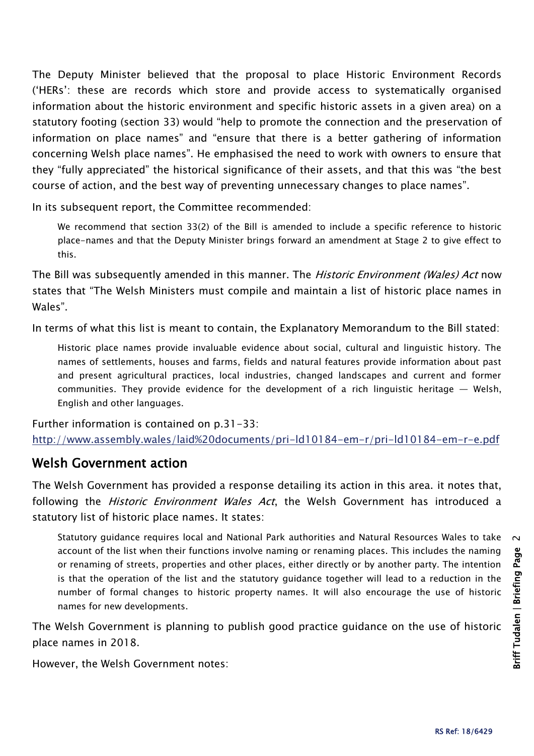The Deputy Minister believed that the proposal to place Historic Environment Records ('HERs': these are records which store and provide access to systematically organised information about the historic environment and specific historic assets in a given area) on a statutory footing (section 33) would "help to promote the connection and the preservation of information on place names" and "ensure that there is a better gathering of information concerning Welsh place names". He emphasised the need to work with owners to ensure that they "fully appreciated" the historical significance of their assets, and that this was "the best course of action, and the best way of preventing unnecessary changes to place names".

In its subsequent report, the Committee recommended:

> We recommend that section 33(2) of the Bill is amended to include a specific reference to historic place-names and that the Deputy Minister brings forward an amendment at Stage 2 to give effect to this.

The Bill was subsequently amended in this manner. The *Historic Environment (Wales) Act* now states that "The Welsh Ministers must compile and maintain a list of historic place names in Wales".

In terms of what this list is meant to contain, the Explanatory Memorandum to the Bill stated:

> Historic place names provide invaluable evidence about social, cultural and linguistic history. The names of settlements, houses and farms, fields and natural features provide information about past and present agricultural practices, local industries, changed landscapes and current and former communities. They provide evidence for the development of a rich linguistic heritage — Welsh, English and other languages.

Further information is contained on p.31-33:
[http://www.assembly.wales/laid%20documents/pri-ld10184-em-r/pri-ld10184-em-r-e.pdf](http://www.assembly.wales/laid%20documents/pri-ld10184-em-r/pri-ld10184-em-r-e.pdf)

## Welsh Government action

The Welsh Government has provided a response detailing its action in this area. it notes that, following the *Historic Environment Wales Act*, the Welsh Government has introduced a statutory list of historic place names. It states:

> Statutory guidance requires local and National Park authorities and Natural Resources Wales to take account of the list when their functions involve naming or renaming places. This includes the naming or renaming of streets, properties and other places, either directly or by another party. The intention is that the operation of the list and the statutory guidance together will lead to a reduction in the number of formal changes to historic property names. It will also encourage the use of historic names for new developments.

The Welsh Government is planning to publish good practice guidance on the use of historic place names in 2018.

However, the Welsh Government notes: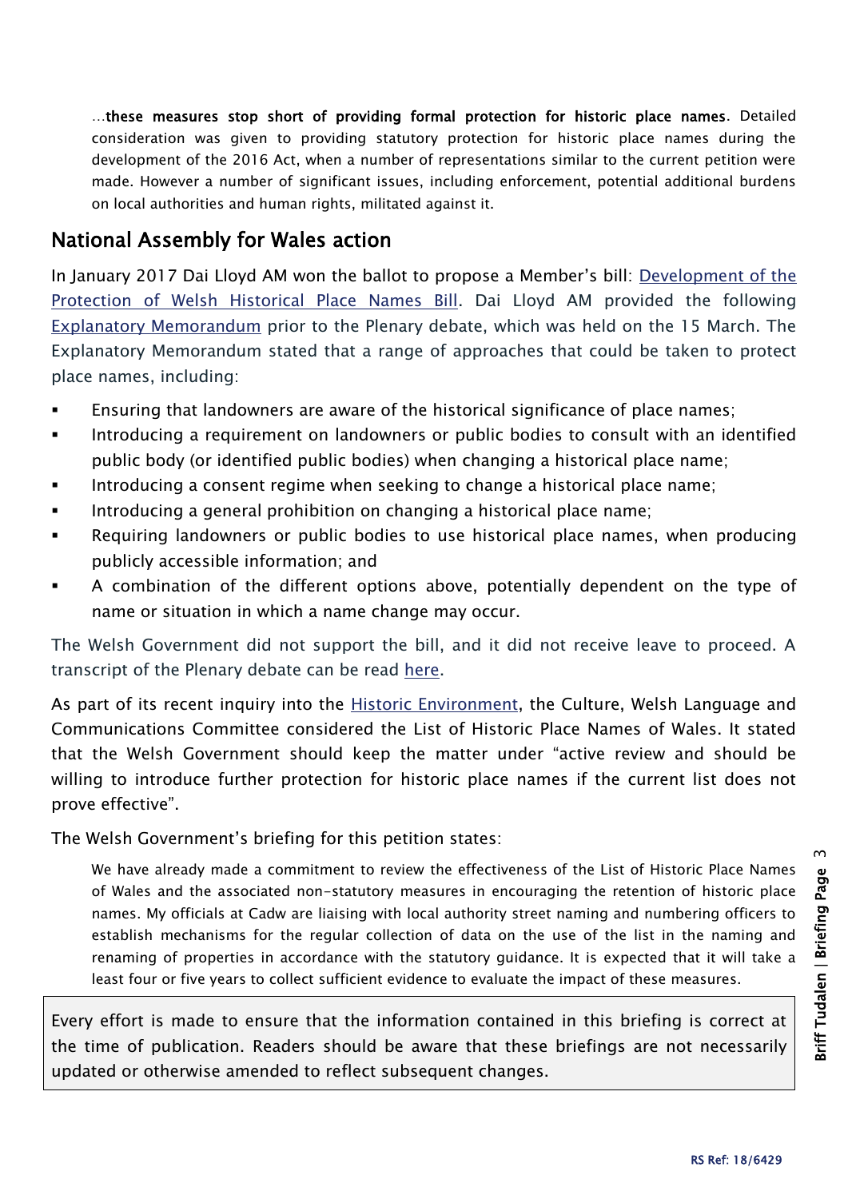> …**these measures stop short of providing formal protection for historic place names**. Detailed consideration was given to providing statutory protection for historic place names during the development of the 2016 Act, when a number of representations similar to the current petition were made. However a number of significant issues, including enforcement, potential additional burdens on local authorities and human rights, militated against it.

## National Assembly for Wales action

In January 2017 Dai Lloyd AM won the ballot to propose a Member's bill: Development of the Protection of Welsh Historical Place Names Bill. Dai Lloyd AM provided the following Explanatory Memorandum prior to the Plenary debate, which was held on the 15 March. The Explanatory Memorandum stated that a range of approaches that could be taken to protect place names, including:

- Ensuring that landowners are aware of the historical significance of place names;
- Introducing a requirement on landowners or public bodies to consult with an identified public body (or identified public bodies) when changing a historical place name;
- Introducing a consent regime when seeking to change a historical place name;
- Introducing a general prohibition on changing a historical place name;
- Requiring landowners or public bodies to use historical place names, when producing publicly accessible information; and
- A combination of the different options above, potentially dependent on the type of name or situation in which a name change may occur.

The Welsh Government did not support the bill, and it did not receive leave to proceed. A transcript of the Plenary debate can be read here.

As part of its recent inquiry into the Historic Environment, the Culture, Welsh Language and Communications Committee considered the List of Historic Place Names of Wales. It stated that the Welsh Government should keep the matter under "active review and should be willing to introduce further protection for historic place names if the current list does not prove effective".

The Welsh Government's briefing for this petition states:

> We have already made a commitment to review the effectiveness of the List of Historic Place Names of Wales and the associated non-statutory measures in encouraging the retention of historic place names. My officials at Cadw are liaising with local authority street naming and numbering officers to establish mechanisms for the regular collection of data on the use of the list in the naming and renaming of properties in accordance with the statutory guidance. It is expected that it will take a least four or five years to collect sufficient evidence to evaluate the impact of these measures.

Every effort is made to ensure that the information contained in this briefing is correct at the time of publication. Readers should be aware that these briefings are not necessarily updated or otherwise amended to reflect subsequent changes.